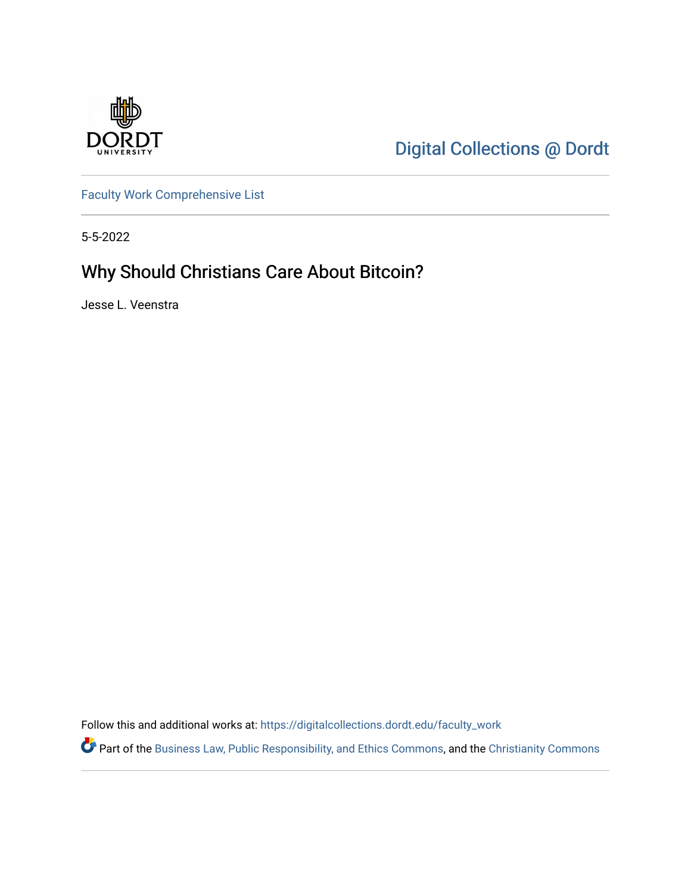Digital Collections @ Dordt

Faculty Work Comprehensive List

5-5-2022

# Why Should Christians Care About Bitcoin?

Jesse L. Veenstra

Follow this and additional works at: https://digitalcollections.dordt.edu/faculty_work

Part of the Business Law, Public Responsibility, and Ethics Commons, and the Christianity Commons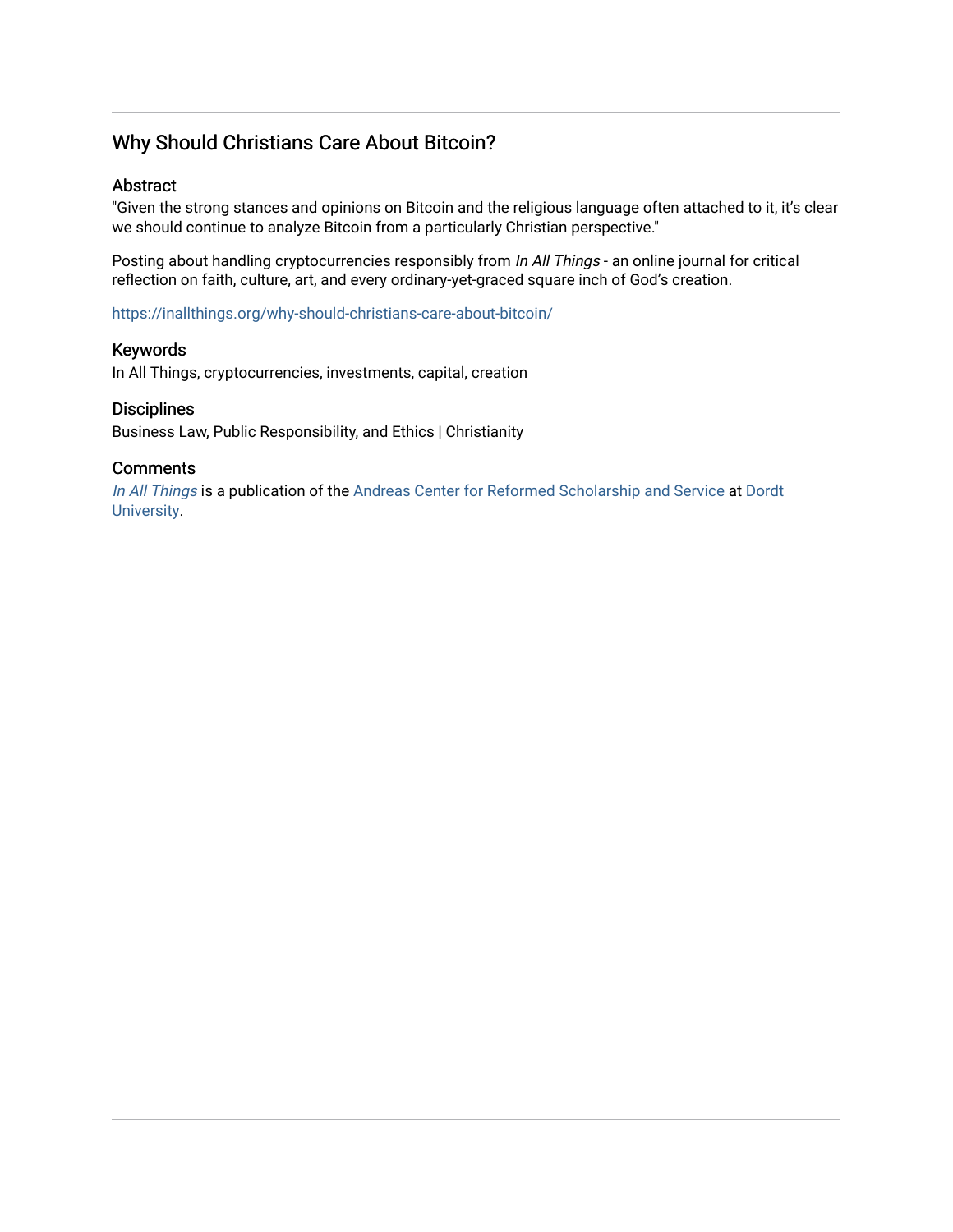## Why Should Christians Care About Bitcoin?

### Abstract

"Given the strong stances and opinions on Bitcoin and the religious language often attached to it, it's clear we should continue to analyze Bitcoin from a particularly Christian perspective."

Posting about handling cryptocurrencies responsibly from *In All Things* - an online journal for critical reflection on faith, culture, art, and every ordinary-yet-graced square inch of God's creation.

https://inallthings.org/why-should-christians-care-about-bitcoin/

### Keywords

In All Things, cryptocurrencies, investments, capital, creation

### Disciplines

Business Law, Public Responsibility, and Ethics | Christianity

### Comments

*In All Things* is a publication of the Andreas Center for Reformed Scholarship and Service at Dordt University.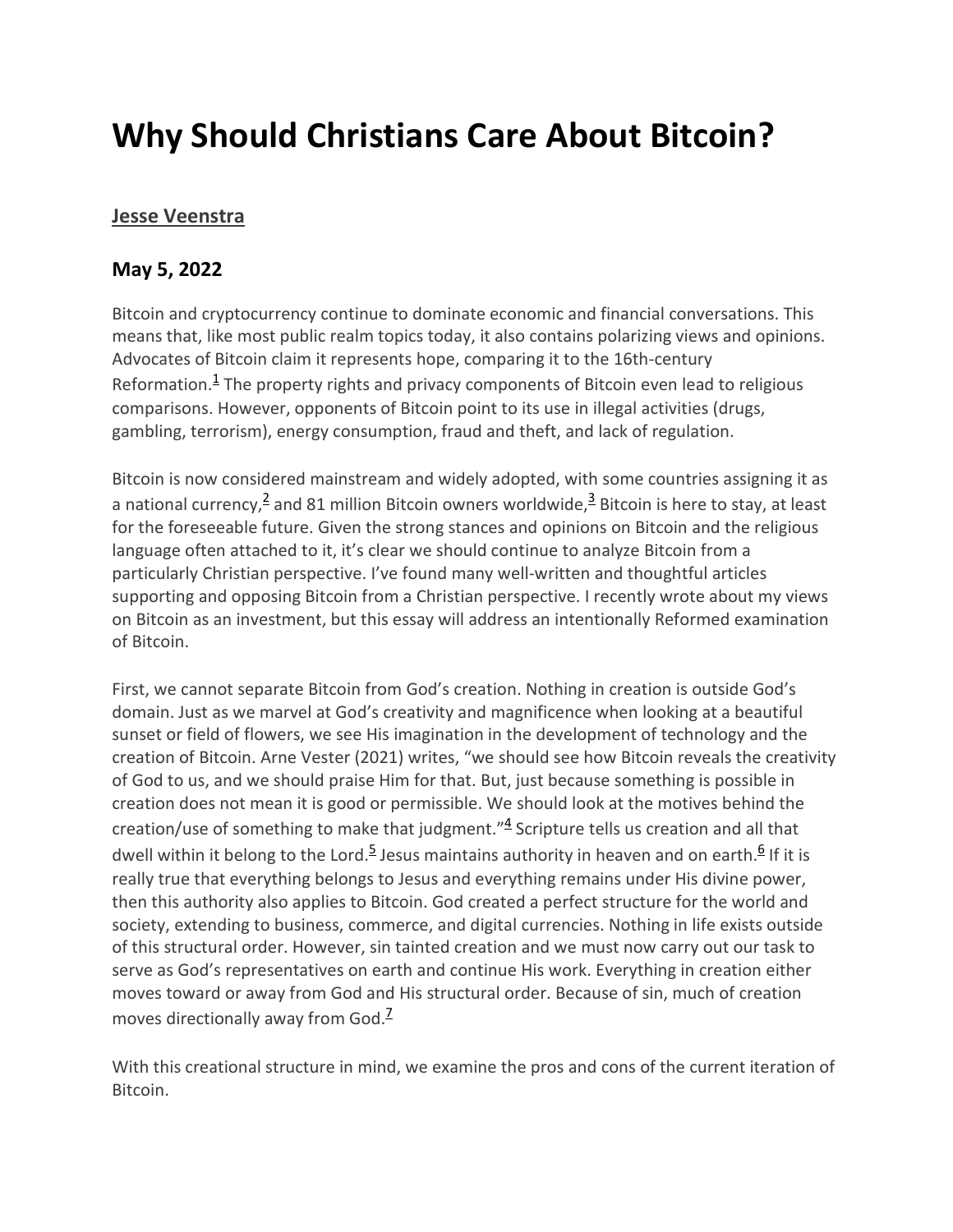# Why Should Christians Care About Bitcoin?

**Jesse Veenstra**

## May 5, 2022

Bitcoin and cryptocurrency continue to dominate economic and financial conversations. This means that, like most public realm topics today, it also contains polarizing views and opinions. Advocates of Bitcoin claim it represents hope, comparing it to the 16th-century Reformation.[1] The property rights and privacy components of Bitcoin even lead to religious comparisons. However, opponents of Bitcoin point to its use in illegal activities (drugs, gambling, terrorism), energy consumption, fraud and theft, and lack of regulation.

Bitcoin is now considered mainstream and widely adopted, with some countries assigning it as a national currency,[2] and 81 million Bitcoin owners worldwide,[3] Bitcoin is here to stay, at least for the foreseeable future. Given the strong stances and opinions on Bitcoin and the religious language often attached to it, it's clear we should continue to analyze Bitcoin from a particularly Christian perspective. I've found many well-written and thoughtful articles supporting and opposing Bitcoin from a Christian perspective. I recently wrote about my views on Bitcoin as an investment, but this essay will address an intentionally Reformed examination of Bitcoin.

First, we cannot separate Bitcoin from God's creation. Nothing in creation is outside God's domain. Just as we marvel at God's creativity and magnificence when looking at a beautiful sunset or field of flowers, we see His imagination in the development of technology and the creation of Bitcoin. Arne Vester (2021) writes, "we should see how Bitcoin reveals the creativity of God to us, and we should praise Him for that. But, just because something is possible in creation does not mean it is good or permissible. We should look at the motives behind the creation/use of something to make that judgment."[4] Scripture tells us creation and all that dwell within it belong to the Lord.[5] Jesus maintains authority in heaven and on earth.[6] If it is really true that everything belongs to Jesus and everything remains under His divine power, then this authority also applies to Bitcoin. God created a perfect structure for the world and society, extending to business, commerce, and digital currencies. Nothing in life exists outside of this structural order. However, sin tainted creation and we must now carry out our task to serve as God's representatives on earth and continue His work. Everything in creation either moves toward or away from God and His structural order. Because of sin, much of creation moves directionally away from God.[7]

With this creational structure in mind, we examine the pros and cons of the current iteration of Bitcoin.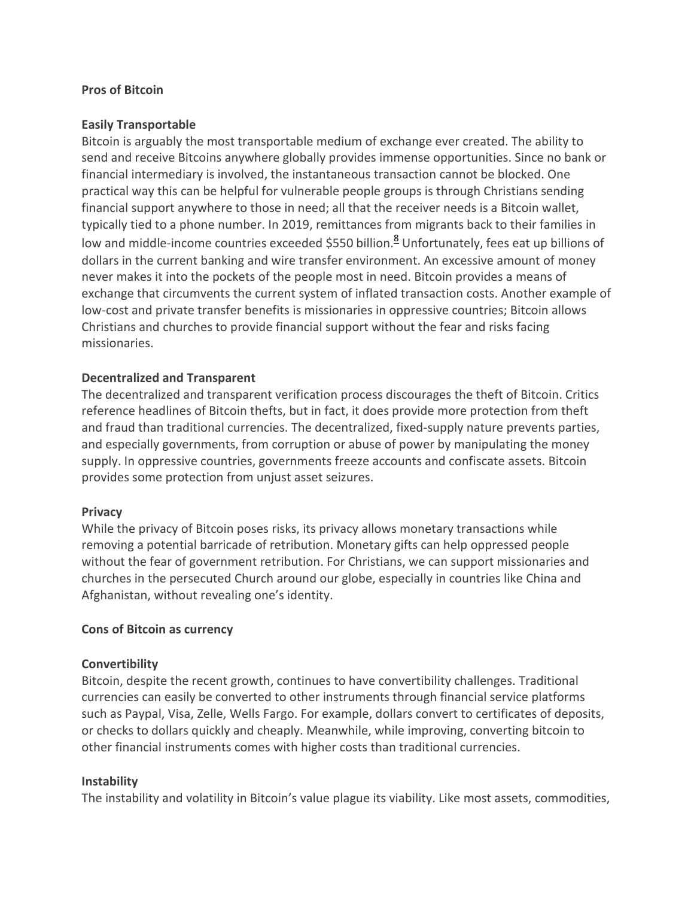**Pros of Bitcoin**

**Easily Transportable**

Bitcoin is arguably the most transportable medium of exchange ever created. The ability to send and receive Bitcoins anywhere globally provides immense opportunities. Since no bank or financial intermediary is involved, the instantaneous transaction cannot be blocked. One practical way this can be helpful for vulnerable people groups is through Christians sending financial support anywhere to those in need; all that the receiver needs is a Bitcoin wallet, typically tied to a phone number. In 2019, remittances from migrants back to their families in low and middle-income countries exceeded $550 billion.[8] Unfortunately, fees eat up billions of dollars in the current banking and wire transfer environment. An excessive amount of money never makes it into the pockets of the people most in need. Bitcoin provides a means of exchange that circumvents the current system of inflated transaction costs. Another example of low-cost and private transfer benefits is missionaries in oppressive countries; Bitcoin allows Christians and churches to provide financial support without the fear and risks facing missionaries.

**Decentralized and Transparent**

The decentralized and transparent verification process discourages the theft of Bitcoin. Critics reference headlines of Bitcoin thefts, but in fact, it does provide more protection from theft and fraud than traditional currencies. The decentralized, fixed-supply nature prevents parties, and especially governments, from corruption or abuse of power by manipulating the money supply. In oppressive countries, governments freeze accounts and confiscate assets. Bitcoin provides some protection from unjust asset seizures.

**Privacy**

While the privacy of Bitcoin poses risks, its privacy allows monetary transactions while removing a potential barricade of retribution. Monetary gifts can help oppressed people without the fear of government retribution. For Christians, we can support missionaries and churches in the persecuted Church around our globe, especially in countries like China and Afghanistan, without revealing one's identity.

**Cons of Bitcoin as currency**

**Convertibility**

Bitcoin, despite the recent growth, continues to have convertibility challenges. Traditional currencies can easily be converted to other instruments through financial service platforms such as Paypal, Visa, Zelle, Wells Fargo. For example, dollars convert to certificates of deposits, or checks to dollars quickly and cheaply. Meanwhile, while improving, converting bitcoin to other financial instruments comes with higher costs than traditional currencies.

**Instability**

The instability and volatility in Bitcoin's value plague its viability. Like most assets, commodities,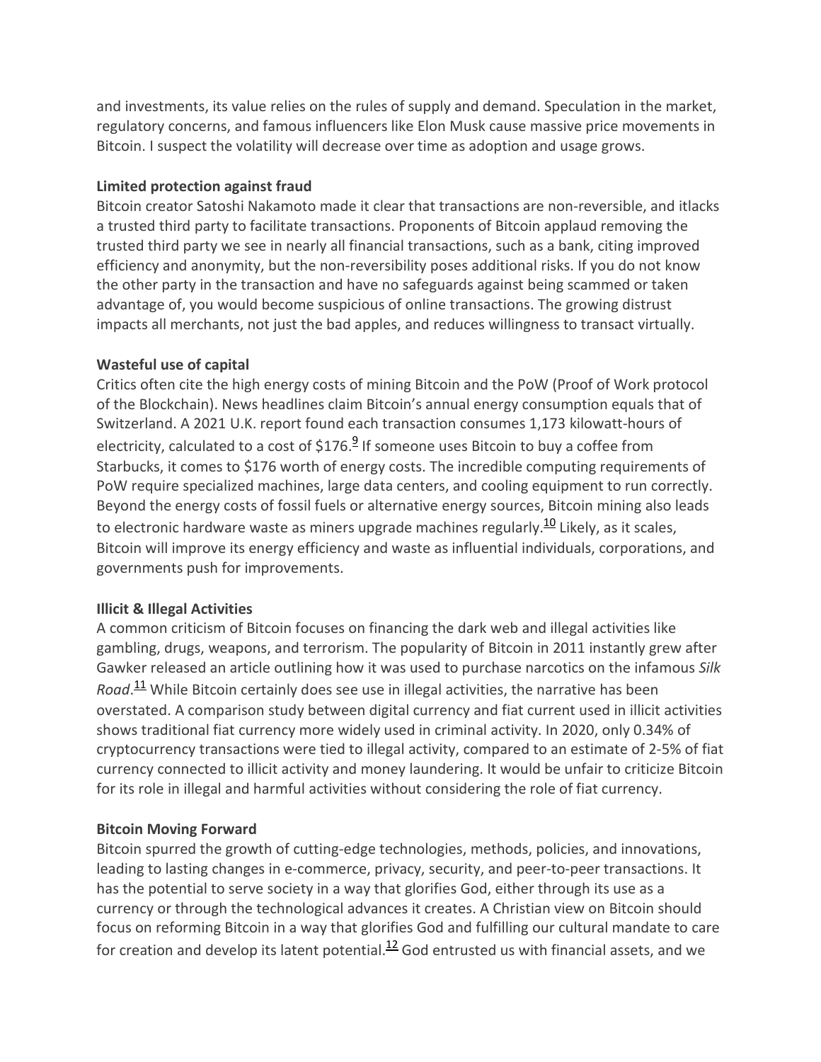and investments, its value relies on the rules of supply and demand. Speculation in the market, regulatory concerns, and famous influencers like Elon Musk cause massive price movements in Bitcoin. I suspect the volatility will decrease over time as adoption and usage grows.

**Limited protection against fraud**

Bitcoin creator Satoshi Nakamoto made it clear that transactions are non-reversible, and itlacks a trusted third party to facilitate transactions. Proponents of Bitcoin applaud removing the trusted third party we see in nearly all financial transactions, such as a bank, citing improved efficiency and anonymity, but the non-reversibility poses additional risks. If you do not know the other party in the transaction and have no safeguards against being scammed or taken advantage of, you would become suspicious of online transactions. The growing distrust impacts all merchants, not just the bad apples, and reduces willingness to transact virtually.

**Wasteful use of capital**

Critics often cite the high energy costs of mining Bitcoin and the PoW (Proof of Work protocol of the Blockchain). News headlines claim Bitcoin's annual energy consumption equals that of Switzerland. A 2021 U.K. report found each transaction consumes 1,173 kilowatt-hours of electricity, calculated to a cost of $176.[9] If someone uses Bitcoin to buy a coffee from Starbucks, it comes to $176 worth of energy costs. The incredible computing requirements of PoW require specialized machines, large data centers, and cooling equipment to run correctly. Beyond the energy costs of fossil fuels or alternative energy sources, Bitcoin mining also leads to electronic hardware waste as miners upgrade machines regularly.[10] Likely, as it scales, Bitcoin will improve its energy efficiency and waste as influential individuals, corporations, and governments push for improvements.

**Illicit & Illegal Activities**

A common criticism of Bitcoin focuses on financing the dark web and illegal activities like gambling, drugs, weapons, and terrorism. The popularity of Bitcoin in 2011 instantly grew after Gawker released an article outlining how it was used to purchase narcotics on the infamous *Silk Road*.[11] While Bitcoin certainly does see use in illegal activities, the narrative has been overstated. A comparison study between digital currency and fiat current used in illicit activities shows traditional fiat currency more widely used in criminal activity. In 2020, only 0.34% of cryptocurrency transactions were tied to illegal activity, compared to an estimate of 2-5% of fiat currency connected to illicit activity and money laundering. It would be unfair to criticize Bitcoin for its role in illegal and harmful activities without considering the role of fiat currency.

**Bitcoin Moving Forward**

Bitcoin spurred the growth of cutting-edge technologies, methods, policies, and innovations, leading to lasting changes in e-commerce, privacy, security, and peer-to-peer transactions. It has the potential to serve society in a way that glorifies God, either through its use as a currency or through the technological advances it creates. A Christian view on Bitcoin should focus on reforming Bitcoin in a way that glorifies God and fulfilling our cultural mandate to care for creation and develop its latent potential.[12] God entrusted us with financial assets, and we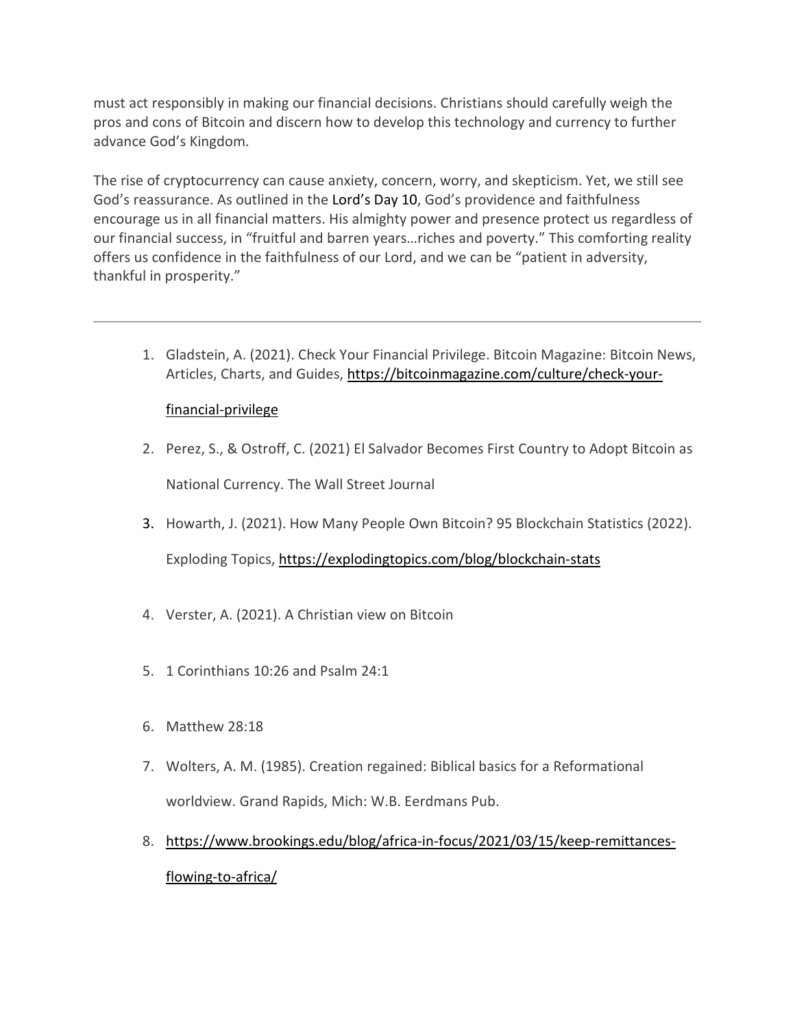must act responsibly in making our financial decisions. Christians should carefully weigh the pros and cons of Bitcoin and discern how to develop this technology and currency to further advance God's Kingdom.

The rise of cryptocurrency can cause anxiety, concern, worry, and skepticism. Yet, we still see God's reassurance. As outlined in the Lord's Day 10, God's providence and faithfulness encourage us in all financial matters. His almighty power and presence protect us regardless of our financial success, in "fruitful and barren years…riches and poverty." This comforting reality offers us confidence in the faithfulness of our Lord, and we can be "patient in adversity, thankful in prosperity."

---

1. Gladstein, A. (2021). Check Your Financial Privilege. Bitcoin Magazine: Bitcoin News, Articles, Charts, and Guides, https://bitcoinmagazine.com/culture/check-your-financial-privilege
2. Perez, S., & Ostroff, C. (2021) El Salvador Becomes First Country to Adopt Bitcoin as National Currency. The Wall Street Journal
3. Howarth, J. (2021). How Many People Own Bitcoin? 95 Blockchain Statistics (2022). Exploding Topics, https://explodingtopics.com/blog/blockchain-stats
4. Verster, A. (2021). A Christian view on Bitcoin
5. 1 Corinthians 10:26 and Psalm 24:1
6. Matthew 28:18
7. Wolters, A. M. (1985). Creation regained: Biblical basics for a Reformational worldview. Grand Rapids, Mich: W.B. Eerdmans Pub.
8. https://www.brookings.edu/blog/africa-in-focus/2021/03/15/keep-remittances-flowing-to-africa/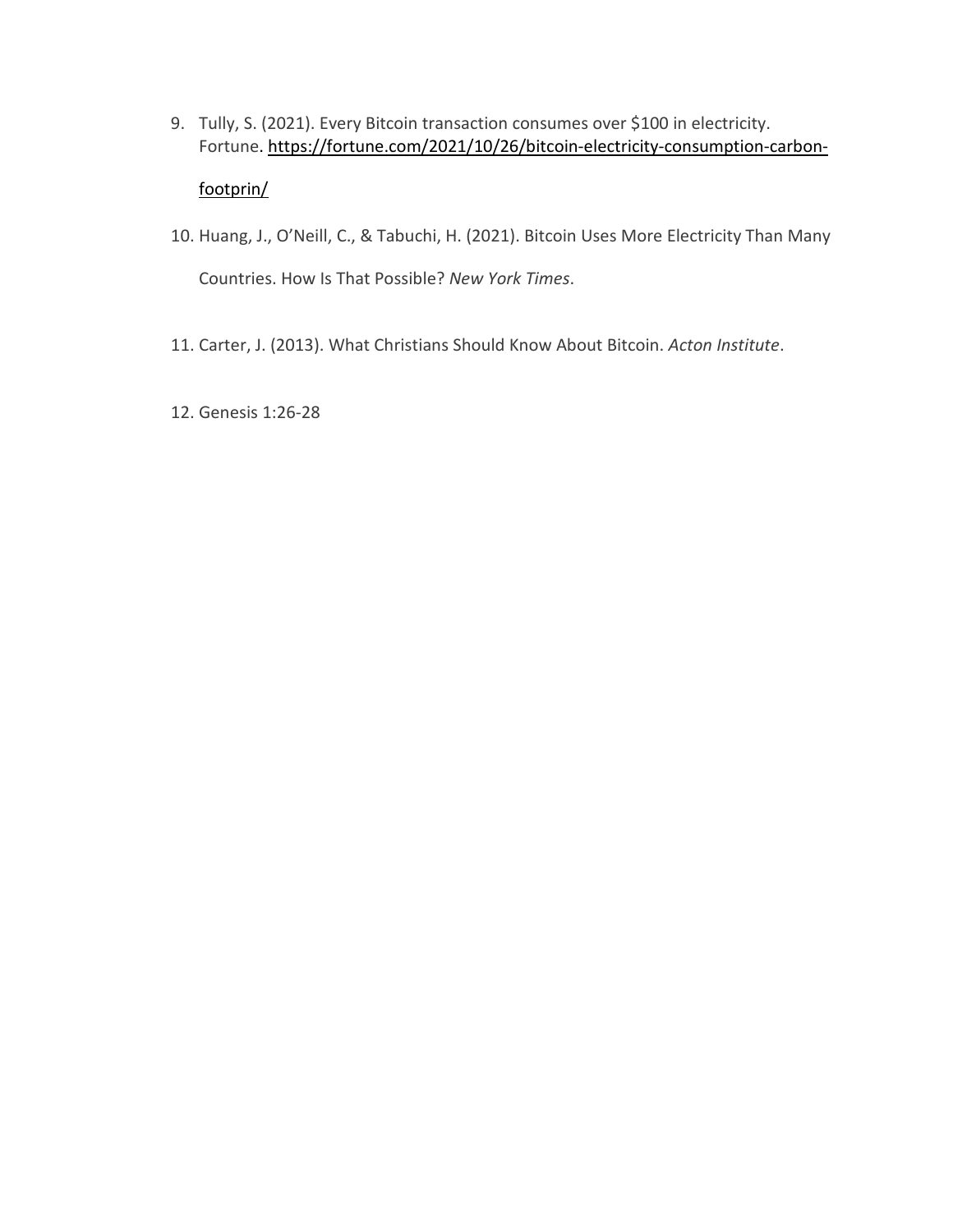9. Tully, S. (2021). Every Bitcoin transaction consumes over $100 in electricity. Fortune. https://fortune.com/2021/10/26/bitcoin-electricity-consumption-carbon-footprin/

10. Huang, J., O'Neill, C., & Tabuchi, H. (2021). Bitcoin Uses More Electricity Than Many Countries. How Is That Possible? *New York Times*.

11. Carter, J. (2013). What Christians Should Know About Bitcoin. *Acton Institute*.

12. Genesis 1:26-28